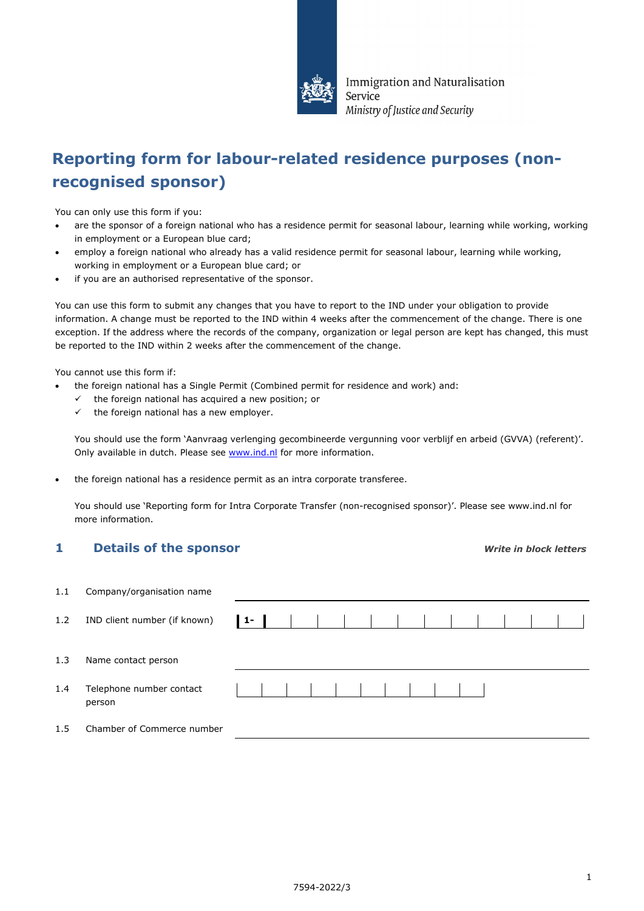Immigration and Naturalisation Service
*Ministry of Justice and Security*

# Reporting form for labour-related residence purposes (non-recognised sponsor)

You can only use this form if you:

- are the sponsor of a foreign national who has a residence permit for seasonal labour, learning while working, working in employment or a European blue card;
- employ a foreign national who already has a valid residence permit for seasonal labour, learning while working, working in employment or a European blue card; or
- if you are an authorised representative of the sponsor.

You can use this form to submit any changes that you have to report to the IND under your obligation to provide information. A change must be reported to the IND within 4 weeks after the commencement of the change. There is one exception. If the address where the records of the company, organization or legal person are kept has changed, this must be reported to the IND within 2 weeks after the commencement of the change.

You cannot use this form if:

- the foreign national has a Single Permit (Combined permit for residence and work) and:
  - ✓ the foreign national has acquired a new position; or
  - ✓ the foreign national has a new employer.

  You should use the form 'Aanvraag verlenging gecombineerde vergunning voor verblijf en arbeid (GVVA) (referent)'. Only available in dutch. Please see www.ind.nl for more information.

- the foreign national has a residence permit as an intra corporate transferee.

  You should use 'Reporting form for Intra Corporate Transfer (non-recognised sponsor)'. Please see www.ind.nl for more information.

## 1 Details of the sponsor

***Write in block letters***

| | | |
|---|---|---|
| 1.1 | Company/organisation name | |
| 1.2 | IND client number (if known) | 1- |
| 1.3 | Name contact person | |
| 1.4 | Telephone number contact person | |
| 1.5 | Chamber of Commerce number | |

7594-2022/3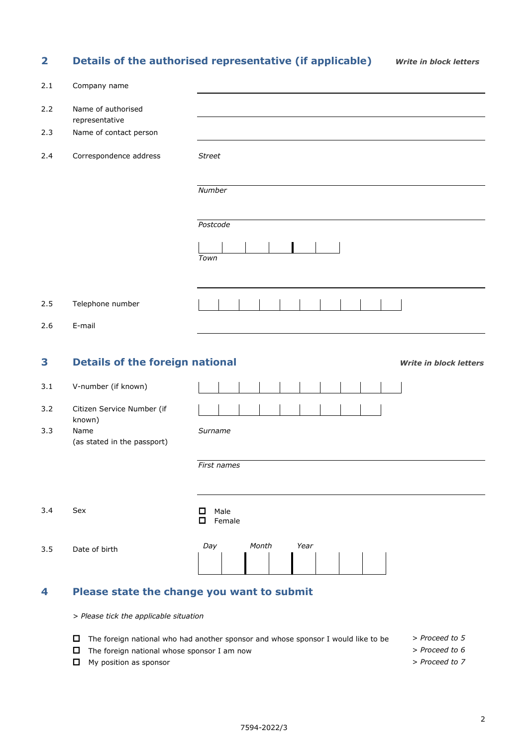## 2 Details of the authorised representative (if applicable)

***Write in block letters***

2.1 Company name

2.2 Name of authorised representative

2.3 Name of contact person

2.4 Correspondence address

*Street*

*Number*

*Postcode*

*Town*

2.5 Telephone number

2.6 E-mail

## 3 Details of the foreign national

***Write in block letters***

3.1 V-number (if known)

3.2 Citizen Service Number (if known)

3.3 Name (as stated in the passport)

*Surname*

*First names*

3.4 Sex

- ☐ Male
- ☐ Female

3.5 Date of birth

*Day* *Month* *Year*

## 4 Please state the change you want to submit

*> Please tick the applicable situation*

- ☐ The foreign national who had another sponsor and whose sponsor I would like to be *> Proceed to 5*
- ☐ The foreign national whose sponsor I am now *> Proceed to 6*
- ☐ My position as sponsor *> Proceed to 7*

7594-2022/3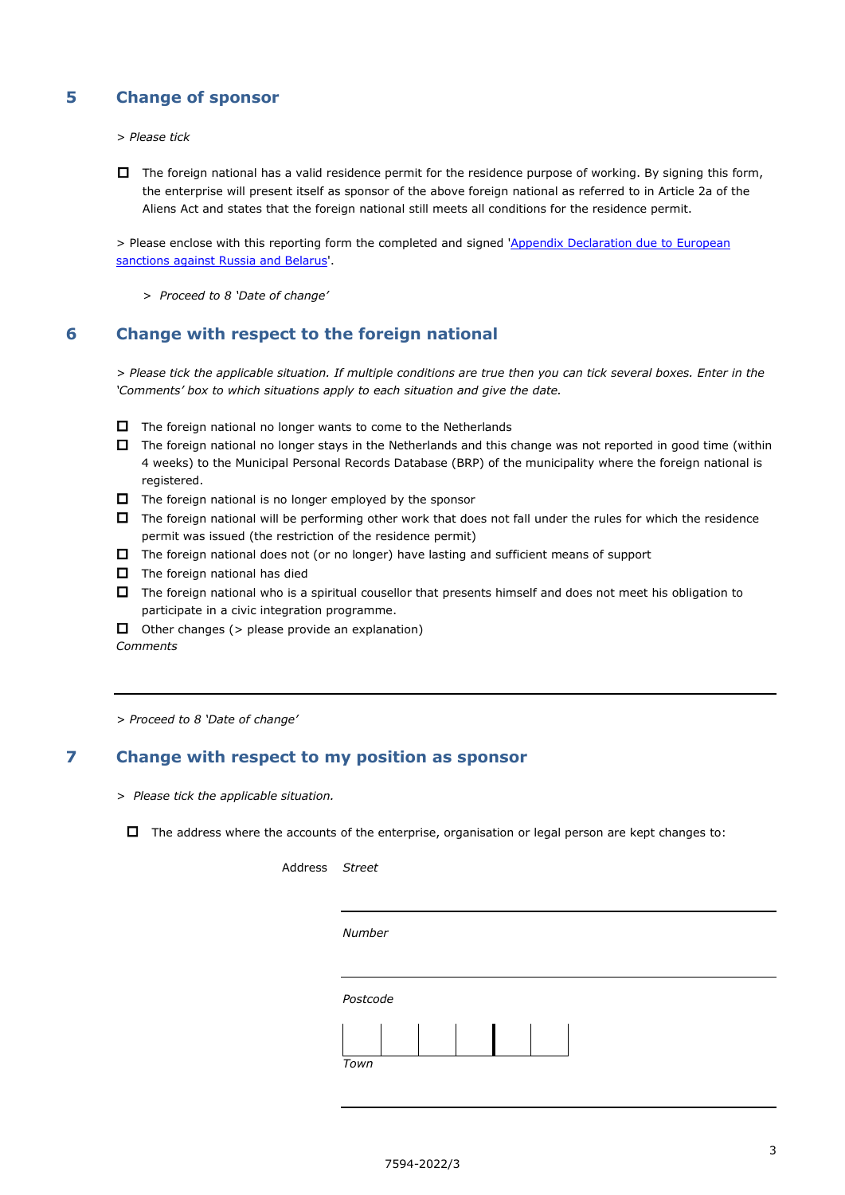## 5 Change of sponsor

*> Please tick*

☐ The foreign national has a valid residence permit for the residence purpose of working. By signing this form, the enterprise will present itself as sponsor of the above foreign national as referred to in Article 2a of the Aliens Act and states that the foreign national still meets all conditions for the residence permit.

> Please enclose with this reporting form the completed and signed '[Appendix Declaration due to European sanctions against Russia and Belarus]'.

*> Proceed to 8 'Date of change'*

## 6 Change with respect to the foreign national

*> Please tick the applicable situation. If multiple conditions are true then you can tick several boxes. Enter in the 'Comments' box to which situations apply to each situation and give the date.*

☐ The foreign national no longer wants to come to the Netherlands
☐ The foreign national no longer stays in the Netherlands and this change was not reported in good time (within 4 weeks) to the Municipal Personal Records Database (BRP) of the municipality where the foreign national is registered.
☐ The foreign national is no longer employed by the sponsor
☐ The foreign national will be performing other work that does not fall under the rules for which the residence permit was issued (the restriction of the residence permit)
☐ The foreign national does not (or no longer) have lasting and sufficient means of support
☐ The foreign national has died
☐ The foreign national who is a spiritual cousellor that presents himself and does not meet his obligation to participate in a civic integration programme.
☐ Other changes (> please provide an explanation)

*Comments*

______________________________

*> Proceed to 8 'Date of change'*

## 7 Change with respect to my position as sponsor

*> Please tick the applicable situation.*

☐ The address where the accounts of the enterprise, organisation or legal person are kept changes to:

Address *Street*

______________________________

*Number*

______________________________

*Postcode*

| | | | | | |
|---|---|---|---|---|---|

*Town*

______________________________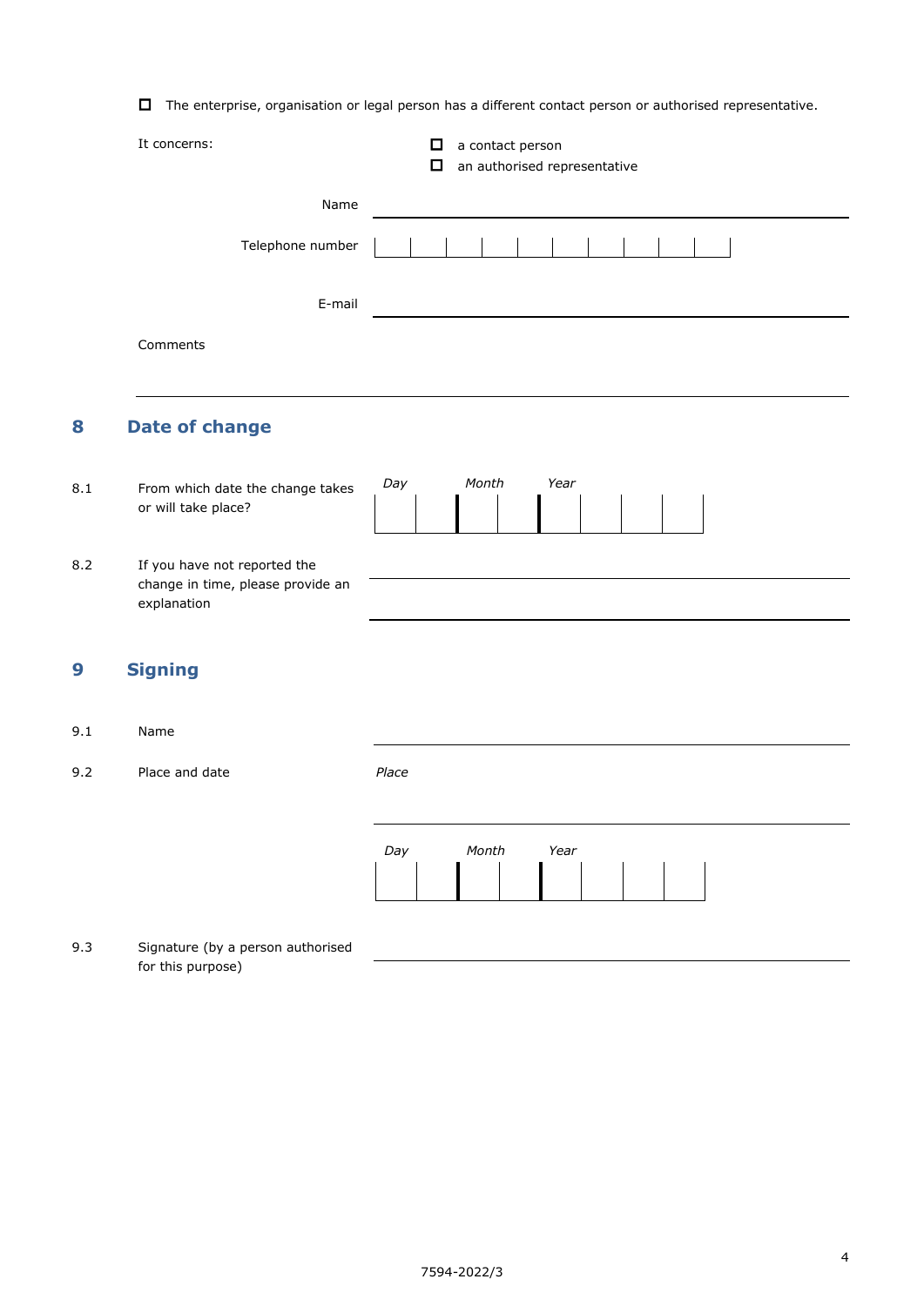☐ The enterprise, organisation or legal person has a different contact person or authorised representative.

It concerns:

☐ a contact person
☐ an authorised representative

Name ______________________

Telephone number | | | | | | | | | | |

E-mail ______________________

Comments

______________________

## 8 Date of change

8.1 From which date the change takes or will take place?

*Day* | *Month* | *Year*

8.2 If you have not reported the change in time, please provide an explanation

______________________

______________________

## 9 Signing

9.1 Name ______________________

9.2 Place and date

*Place* ______________________

*Day* | *Month* | *Year*

9.3 Signature (by a person authorised for this purpose) ______________________

7594-2022/3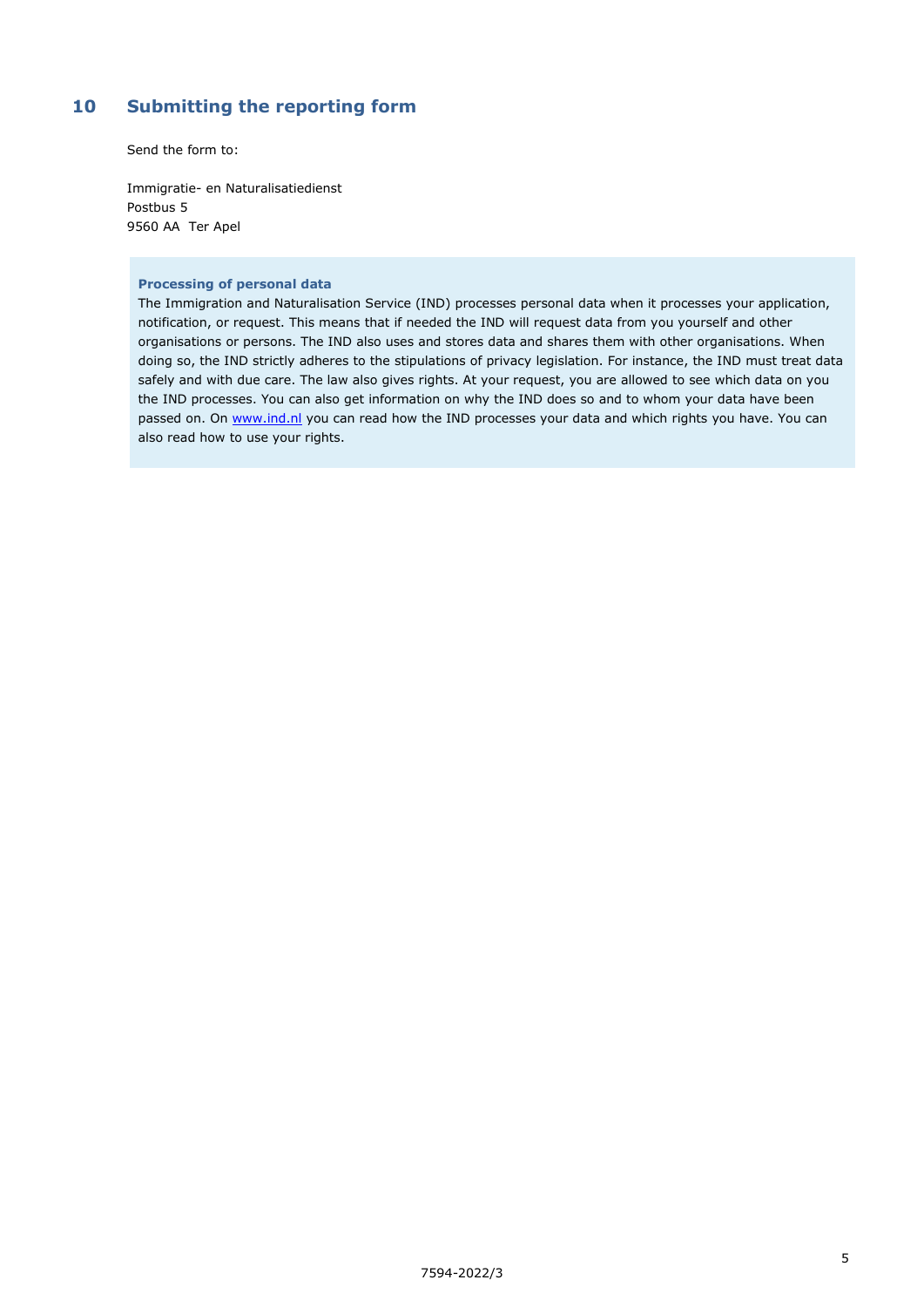## 10 Submitting the reporting form

Send the form to:

Immigratie- en Naturalisatiedienst
Postbus 5
9560 AA Ter Apel

**Processing of personal data**

The Immigration and Naturalisation Service (IND) processes personal data when it processes your application, notification, or request. This means that if needed the IND will request data from you yourself and other organisations or persons. The IND also uses and stores data and shares them with other organisations. When doing so, the IND strictly adheres to the stipulations of privacy legislation. For instance, the IND must treat data safely and with due care. The law also gives rights. At your request, you are allowed to see which data on you the IND processes. You can also get information on why the IND does so and to whom your data have been passed on. On [www.ind.nl](www.ind.nl) you can read how the IND processes your data and which rights you have. You can also read how to use your rights.

7594-2022/3